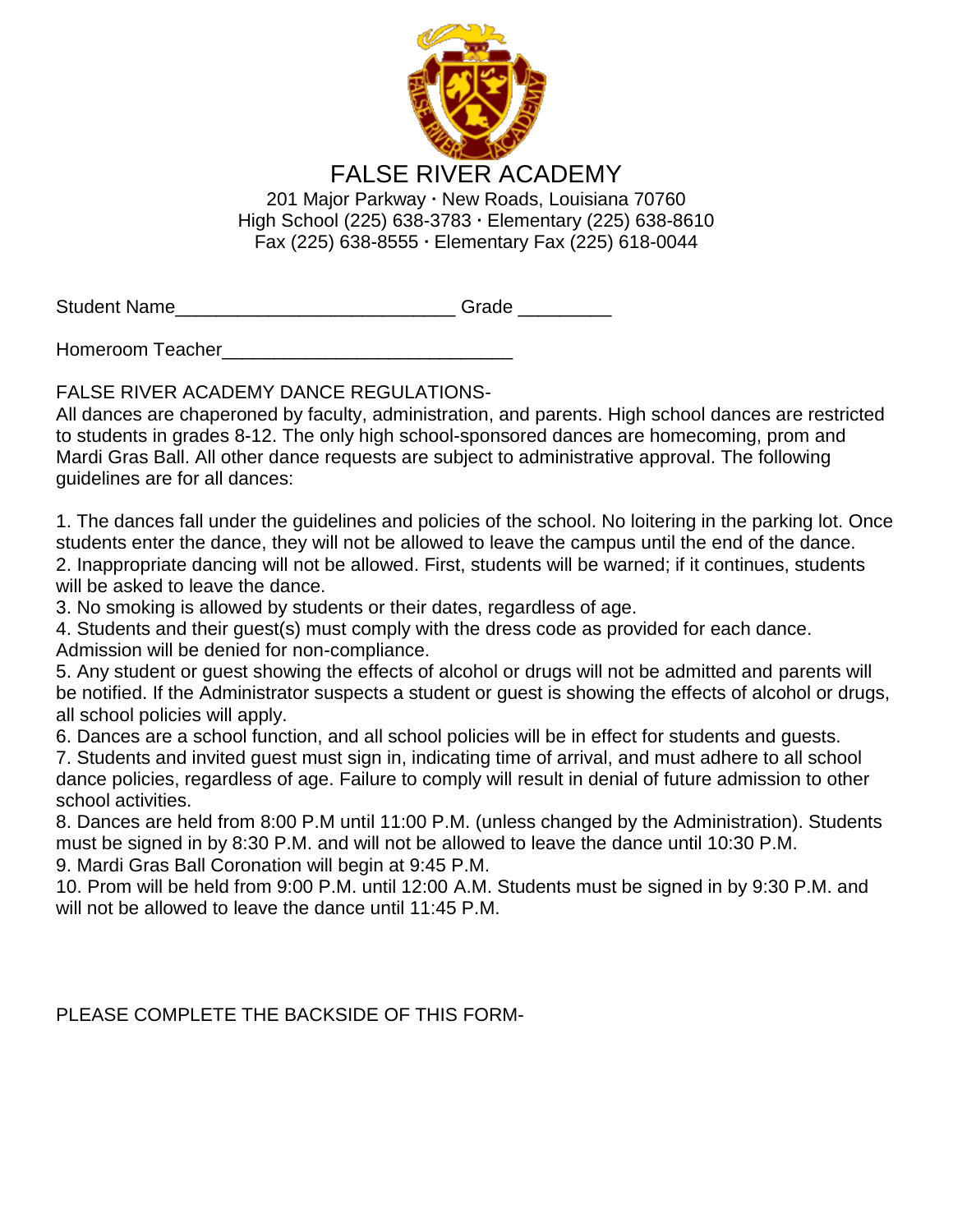# FALSE RIVER ACADEMY

201 Major Parkway · New Roads, Louisiana 70760
High School (225) 638-3783 · Elementary (225) 638-8610
Fax (225) 638-8555 · Elementary Fax (225) 618-0044

Student Name___________________________ Grade _________

Homeroom Teacher____________________________

FALSE RIVER ACADEMY DANCE REGULATIONS-
All dances are chaperoned by faculty, administration, and parents. High school dances are restricted to students in grades 8-12. The only high school-sponsored dances are homecoming, prom and Mardi Gras Ball. All other dance requests are subject to administrative approval. The following guidelines are for all dances:

1. The dances fall under the guidelines and policies of the school. No loitering in the parking lot. Once students enter the dance, they will not be allowed to leave the campus until the end of the dance.
2. Inappropriate dancing will not be allowed. First, students will be warned; if it continues, students will be asked to leave the dance.
3. No smoking is allowed by students or their dates, regardless of age.
4. Students and their guest(s) must comply with the dress code as provided for each dance. Admission will be denied for non-compliance.
5. Any student or guest showing the effects of alcohol or drugs will not be admitted and parents will be notified. If the Administrator suspects a student or guest is showing the effects of alcohol or drugs, all school policies will apply.
6. Dances are a school function, and all school policies will be in effect for students and guests.
7. Students and invited guest must sign in, indicating time of arrival, and must adhere to all school dance policies, regardless of age. Failure to comply will result in denial of future admission to other school activities.
8. Dances are held from 8:00 P.M until 11:00 P.M. (unless changed by the Administration). Students must be signed in by 8:30 P.M. and will not be allowed to leave the dance until 10:30 P.M.
9. Mardi Gras Ball Coronation will begin at 9:45 P.M.
10. Prom will be held from 9:00 P.M. until 12:00 A.M. Students must be signed in by 9:30 P.M. and will not be allowed to leave the dance until 11:45 P.M.

PLEASE COMPLETE THE BACKSIDE OF THIS FORM-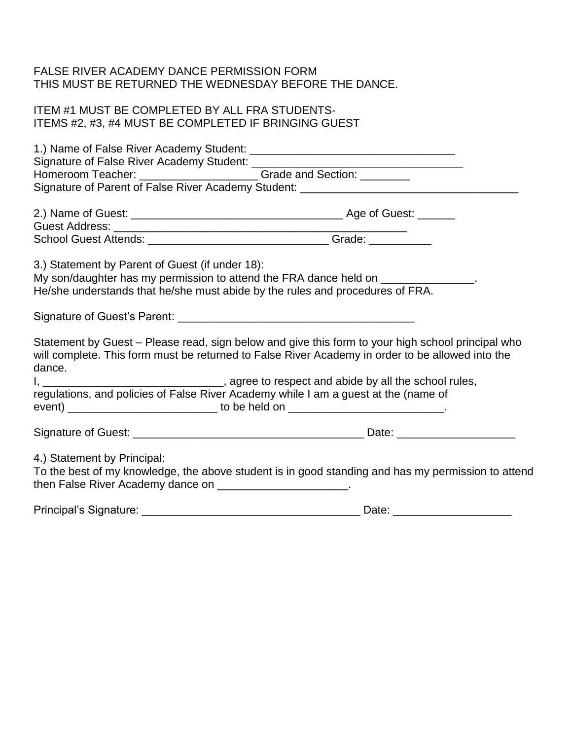FALSE RIVER ACADEMY DANCE PERMISSION FORM
THIS MUST BE RETURNED THE WEDNESDAY BEFORE THE DANCE.

ITEM #1 MUST BE COMPLETED BY ALL FRA STUDENTS-
ITEMS #2, #3, #4 MUST BE COMPLETED IF BRINGING GUEST

1.) Name of False River Academy Student: _________________________________
Signature of False River Academy Student: __________________________________
Homeroom Teacher: ___________________ Grade and Section: ________
Signature of Parent of False River Academy Student: ___________________________________

2.) Name of Guest: __________________________________ Age of Guest: ______
Guest Address: ________________________________________________
School Guest Attends: _____________________________ Grade: __________

3.) Statement by Parent of Guest (if under 18):
My son/daughter has my permission to attend the FRA dance held on _______________.
He/she understands that he/she must abide by the rules and procedures of FRA.

Signature of Guest's Parent: ______________________________________

Statement by Guest – Please read, sign below and give this form to your high school principal who will complete. This form must be returned to False River Academy in order to be allowed into the dance.
I, _____________________________, agree to respect and abide by all the school rules, regulations, and policies of False River Academy while I am a guest at the (name of event) ________________________ to be held on _________________________.

Signature of Guest: _____________________________________ Date: __________________

4.) Statement by Principal:
To the best of my knowledge, the above student is in good standing and has my permission to attend then False River Academy dance on ____________________.

Principal's Signature: ___________________________________ Date: __________________